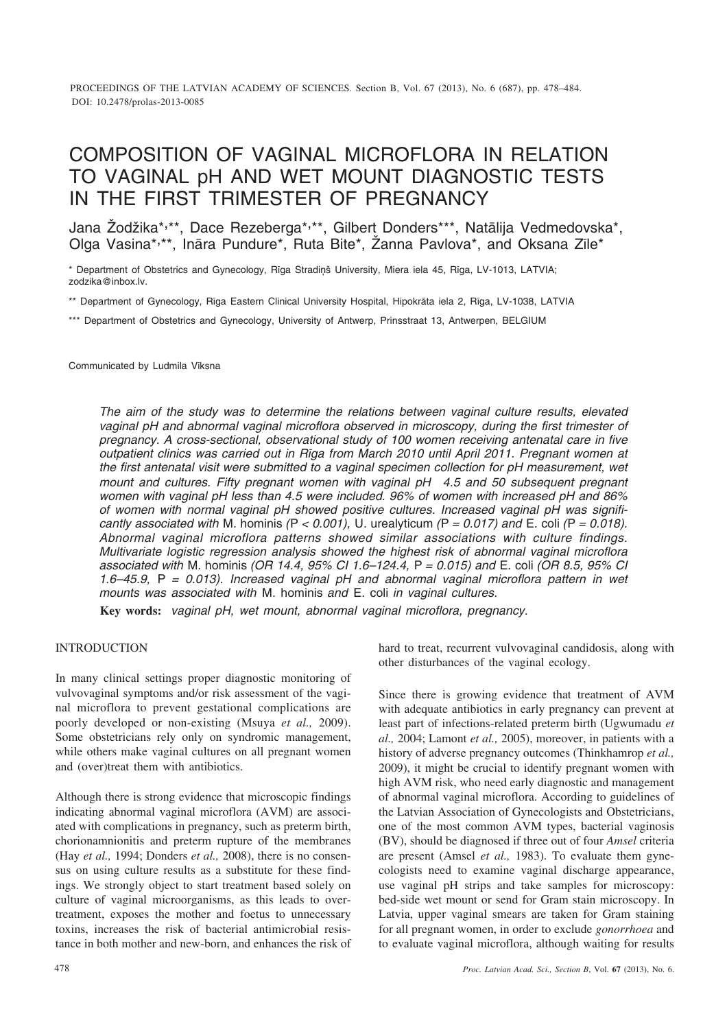# COMPOSITION OF VAGINAL MICROFLORA IN RELATION TO VAGINAL pH AND WET MOUNT DIAGNOSTIC TESTS IN THE FIRST TRIMESTER OF PREGNANCY

Jana Žodžika*,**, Dace Rezeberga*,**, Gilbert Donders***, Natālija Vedmedovska*, Olga Vasina*,**, Ināra Pundure*, Ruta Bite*, Žanna Pavlova*, and Oksana Zīle*

\* Department of Obstetrics and Gynecology, Rīga Stradiņš University, Miera iela 45, Rīga, LV-1013, LATVIA; zodzika@inbox.lv.

\** Department of Gynecology, Rīga Eastern Clinical University Hospital, Hipokrāta iela 2, Rīga, LV-1038, LATVIA

\*** Department of Obstetrics and Gynecology, University of Antwerp, Prinsstraat 13, Antwerpen, BELGIUM

Communicated by Ludmila Vīksna

*The aim of the study was to determine the relations between vaginal culture results, elevated vaginal pH and abnormal vaginal microflora observed in microscopy, during the first trimester of pregnancy. A cross-sectional, observational study of 100 women receiving antenatal care in five outpatient clinics was carried out in Rīga from March 2010 until April 2011. Pregnant women at the first antenatal visit were submitted to a vaginal specimen collection for pH measurement, wet mount and cultures. Fifty pregnant women with vaginal pH  4.5 and 50 subsequent pregnant women with vaginal pH less than 4.5 were included. 96% of women with increased pH and 86% of women with normal vaginal pH showed positive cultures. Increased vaginal pH was significantly associated with* M. hominis *($P < 0.001$),* U. urealyticum *($P = 0.017$) and* E. coli *($P = 0.018$). Abnormal vaginal microflora patterns showed similar associations with culture findings. Multivariate logistic regression analysis showed the highest risk of abnormal vaginal microflora associated with* M. hominis *(OR 14.4, 95% CI 1.6–124.4, $P = 0.015$) and* E. coli *(OR 8.5, 95% CI 1.6–45.9, $P = 0.013$). Increased vaginal pH and abnormal vaginal microflora pattern in wet mounts was associated with* M. hominis *and* E. coli *in vaginal cultures.*

**Key words:** *vaginal pH, wet mount, abnormal vaginal microflora, pregnancy.*

## INTRODUCTION

In many clinical settings proper diagnostic monitoring of vulvovaginal symptoms and/or risk assessment of the vaginal microflora to prevent gestational complications are poorly developed or non-existing (Msuya *et al.,* 2009). Some obstetricians rely only on syndromic management, while others make vaginal cultures on all pregnant women and (over)treat them with antibiotics.

Although there is strong evidence that microscopic findings indicating abnormal vaginal microflora (AVM) are associated with complications in pregnancy, such as preterm birth, chorionamnionitis and preterm rupture of the membranes (Hay *et al.,* 1994; Donders *et al.,* 2008), there is no consensus on using culture results as a substitute for these findings. We strongly object to start treatment based solely on culture of vaginal microorganisms, as this leads to overtreatment, exposes the mother and foetus to unnecessary toxins, increases the risk of bacterial antimicrobial resistance in both mother and new-born, and enhances the risk of hard to treat, recurrent vulvovaginal candidosis, along with other disturbances of the vaginal ecology.

Since there is growing evidence that treatment of AVM with adequate antibiotics in early pregnancy can prevent at least part of infections-related preterm birth (Ugwumadu *et al.,* 2004; Lamont *et al.,* 2005), moreover, in patients with a history of adverse pregnancy outcomes (Thinkhamrop *et al.,* 2009), it might be crucial to identify pregnant women with high AVM risk, who need early diagnostic and management of abnormal vaginal microflora. According to guidelines of the Latvian Association of Gynecologists and Obstetricians, one of the most common AVM types, bacterial vaginosis (BV), should be diagnosed if three out of four *Amsel* criteria are present (Amsel *et al.,* 1983). To evaluate them gynecologists need to examine vaginal discharge appearance, use vaginal pH strips and take samples for microscopy: bed-side wet mount or send for Gram stain microscopy. In Latvia, upper vaginal smears are taken for Gram staining for all pregnant women, in order to exclude *gonorrhoea* and to evaluate vaginal microflora, although waiting for results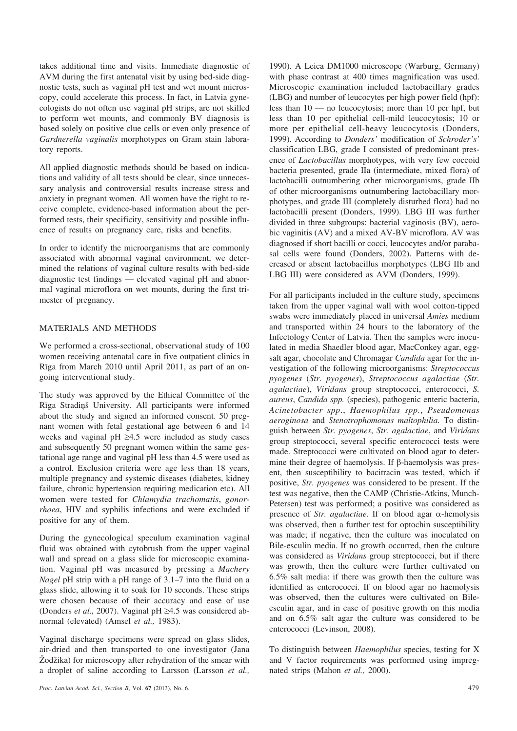takes additional time and visits. Immediate diagnostic of AVM during the first antenatal visit by using bed-side diagnostic tests, such as vaginal pH test and wet mount microscopy, could accelerate this process. In fact, in Latvia gynecologists do not often use vaginal pH strips, are not skilled to perform wet mounts, and commonly BV diagnosis is based solely on positive clue cells or even only presence of *Gardnerella vaginalis* morphotypes on Gram stain laboratory reports.

All applied diagnostic methods should be based on indications and validity of all tests should be clear, since unnecessary analysis and controversial results increase stress and anxiety in pregnant women. All women have the right to receive complete, evidence-based information about the performed tests, their specificity, sensitivity and possible influence of results on pregnancy care, risks and benefits.

In order to identify the microorganisms that are commonly associated with abnormal vaginal environment, we determined the relations of vaginal culture results with bed-side diagnostic test findings — elevated vaginal pH and abnormal vaginal microflora on wet mounts, during the first trimester of pregnancy.

## MATERIALS AND METHODS

We performed a cross-sectional, observational study of 100 women receiving antenatal care in five outpatient clinics in Rīga from March 2010 until April 2011, as part of an ongoing interventional study.

The study was approved by the Ethical Committee of the Rīga Stradiņš University. All participants were informed about the study and signed an informed consent. 50 pregnant women with fetal gestational age between 6 and 14 weeks and vaginal pH ≥4.5 were included as study cases and subsequently 50 pregnant women within the same gestational age range and vaginal pH less than 4.5 were used as a control. Exclusion criteria were age less than 18 years, multiple pregnancy and systemic diseases (diabetes, kidney failure, chronic hypertension requiring medication etc). All women were tested for *Chlamydia trachomatis*, *gonorrhoea*, HIV and syphilis infections and were excluded if positive for any of them.

During the gynecological speculum examination vaginal fluid was obtained with cytobrush from the upper vaginal wall and spread on a glass slide for microscopic examination. Vaginal pH was measured by pressing a *Machery Nagel* pH strip with a pH range of 3.1–7 into the fluid on a glass slide, allowing it to soak for 10 seconds. These strips were chosen because of their accuracy and ease of use (Donders *et al.,* 2007). Vaginal pH ≥4.5 was considered abnormal (elevated) (Amsel *et al.,* 1983).

Vaginal discharge specimens were spread on glass slides, air-dried and then transported to one investigator (Jana Žodžika) for microscopy after rehydration of the smear with a droplet of saline according to Larsson (Larsson *et al.,* 1990). A Leica DM1000 microscope (Warburg, Germany) with phase contrast at 400 times magnification was used. Microscopic examination included lactobacillary grades (LBG) and number of leucocytes per high power field (hpf): less than 10 — no leucocytosis; more than 10 per hpf, but less than 10 per epithelial cell-mild leucocytosis; 10 or more per epithelial cell-heavy leucocytosis (Donders, 1999). According to *Donders'* modification of *Schroder's'* classification LBG, grade I consisted of predominant presence of *Lactobacillus* morphotypes, with very few coccoid bacteria presented, grade IIa (intermediate, mixed flora) of lactobacilli outnumbering other microorganisms, grade IIb of other microorganisms outnumbering lactobacillary morphotypes, and grade III (completely disturbed flora) had no lactobacilli present (Donders, 1999). LBG III was further divided in three subgroups: bacterial vaginosis (BV), aerobic vaginitis (AV) and a mixed AV-BV microflora. AV was diagnosed if short bacilli or cocci, leucocytes and/or parabasal cells were found (Donders, 2002). Patterns with decreased or absent lactobacillus morphotypes (LBG IIb and LBG III) were considered as AVM (Donders, 1999).

For all participants included in the culture study, specimens taken from the upper vaginal wall with wool cotton-tipped swabs were immediately placed in universal *Amies* medium and transported within 24 hours to the laboratory of the Infectology Center of Latvia. Then the samples were inoculated in media Shaedler blood agar, MacConkey agar, egg-salt agar, chocolate and Chromagar *Candida* agar for the investigation of the following microorganisms: *Streptococcus pyogenes* (*Str. pyogenes*), *Streptococcus agalactiae* (*Str. agalactiae*), *Viridans* group streptococci, enterococci, *S. aureus*, *Candida spp.* (species), pathogenic enteric bacteria, *Acinetobacter spp*., *Haemophilus spp.*, *Pseudomonas aeroginosa* and *Stenotrophomonas maltophilia.* To distinguish between *Str. pyogenes*, *Str. agalactiae*, and *Viridans* group streptococci, several specific enterococci tests were made. Streptococci were cultivated on blood agar to determine their degree of haemolysis. If β-haemolysis was present, then susceptibility to bacitracin was tested, which if positive, *Str. pyogenes* was considered to be present. If the test was negative, then the CAMP (Christie-Atkins, Munch-Petersen) test was performed; a positive was considered as presence of *Str. agalactiae*. If on blood agar α-hemolysis was observed, then a further test for optochin susceptibility was made; if negative, then the culture was inoculated on Bile-esculin media. If no growth occurred, then the culture was considered as *Viridans* group streptococci, but if there was growth, then the culture were further cultivated on 6.5% salt media: if there was growth then the culture was identified as enterococci. If on blood agar no haemolysis was observed, then the cultures were cultivated on Bile-esculin agar, and in case of positive growth on this media and on 6.5% salt agar the culture was considered to be enterococci (Levinson, 2008).

To distinguish between *Haemophilus* species, testing for X and V factor requirements was performed using impregnated strips (Mahon *et al.,* 2000).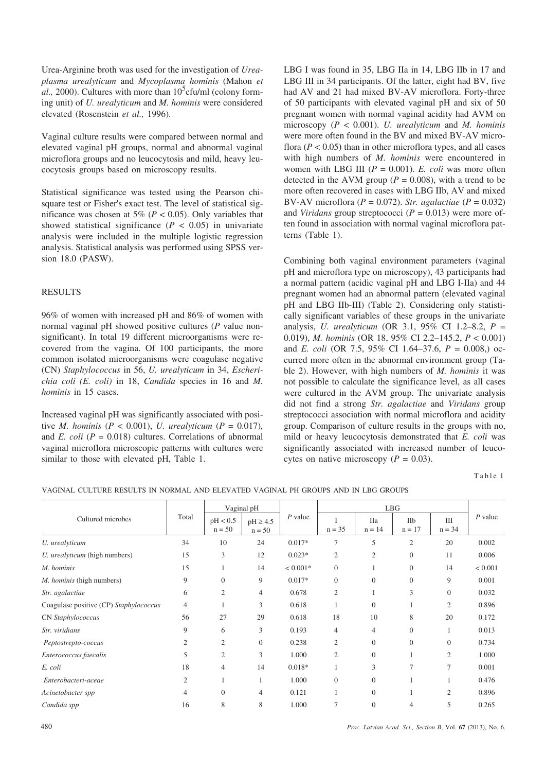Urea-Arginine broth was used for the investigation of *Ureaplasma urealyticum* and *Mycoplasma hominis* (Mahon *et al.,* 2000). Cultures with more than $10^5$cfu/ml (colony forming unit) of *U. urealyticum* and *M. hominis* were considered elevated (Rosenstein *et al.,* 1996).

Vaginal culture results were compared between normal and elevated vaginal pH groups, normal and abnormal vaginal microflora groups and no leucocytosis and mild, heavy leucocytosis groups based on microscopy results.

Statistical significance was tested using the Pearson chi-square test or Fisher's exact test. The level of statistical significance was chosen at 5% ($P < 0.05$). Only variables that showed statistical significance ($P < 0.05$) in univariate analysis were included in the multiple logistic regression analysis. Statistical analysis was performed using SPSS version 18.0 (PASW).

## RESULTS

96% of women with increased pH and 86% of women with normal vaginal pH showed positive cultures ($P$ value non-significant). In total 19 different microorganisms were recovered from the vagina. Of 100 participants, the more common isolated microorganisms were coagulase negative (CN) *Staphylococcus* in 56, *U. urealyticum* in 34, *Escherichia coli (E. coli)* in 18, *Candida* species in 16 and *M. hominis* in 15 cases.

Increased vaginal pH was significantly associated with positive *M. hominis* ($P < 0.001$), *U. urealyticum* ($P = 0.017$), and *E. coli* ($P = 0.018$) cultures. Correlations of abnormal vaginal microflora microscopic patterns with cultures were similar to those with elevated pH, Table 1.

LBG I was found in 35, LBG IIa in 14, LBG IIb in 17 and LBG III in 34 participants. Of the latter, eight had BV, five had AV and 21 had mixed BV-AV microflora. Forty-three of 50 participants with elevated vaginal pH and six of 50 pregnant women with normal vaginal acidity had AVM on microscopy ($P < 0.001$). *U. urealyticum* and *M. hominis* were more often found in the BV and mixed BV-AV microflora ($P < 0.05$) than in other microflora types, and all cases with high numbers of *M. hominis* were encountered in women with LBG III ($P = 0.001$). *E. coli* was more often detected in the AVM group ($P = 0.008$), with a trend to be more often recovered in cases with LBG IIb, AV and mixed BV-AV microflora ($P = 0.072$). *Str. agalactiae* ($P = 0.032$) and *Viridans* group streptococci ($P = 0.013$) were more often found in association with normal vaginal microflora patterns (Table 1).

Combining both vaginal environment parameters (vaginal pH and microflora type on microscopy), 43 participants had a normal pattern (acidic vaginal pH and LBG I-IIa) and 44 pregnant women had an abnormal pattern (elevated vaginal pH and LBG IIb-III) (Table 2). Considering only statistically significant variables of these groups in the univariate analysis, *U. urealyticum* (OR 3.1, 95% CI 1.2–8.2, $P = 0.019$), *M. hominis* (OR 18, 95% CI 2.2–145.2, $P < 0.001$) and *E. coli* (OR 7.5, 95% CI 1.64–37.6, $P = 0.008$,) occurred more often in the abnormal environment group (Table 2). However, with high numbers of *M. hominis* it was not possible to calculate the significance level, as all cases were cultured in the AVM group. The univariate analysis did not find a strong *Str. agalactiae* and *Viridans* group streptococci association with normal microflora and acidity group. Comparison of culture results in the groups with no, mild or heavy leucocytosis demonstrated that *E. coli* was significantly associated with increased number of leucocytes on native microscopy ($P = 0.03$).

Table 1

VAGINAL CULTURE RESULTS IN NORMAL AND ELEVATED VAGINAL PH GROUPS AND IN LBG GROUPS

| Cultured microbes | Total | Vaginal pH | | $P$ value | LBG | | | | $P$ value |
|---|---|---|---|---|---|---|---|---|---|
| | | pH < 0.5 n = 50 | pH ≥ 4.5 n = 50 | | I n = 35 | IIa n = 14 | IIb n = 17 | III n = 34 | |
| *U. urealyticum* | 34 | 10 | 24 | 0.017* | 7 | 5 | 2 | 20 | 0.002 |
| *U. urealyticum* (high numbers) | 15 | 3 | 12 | 0.023* | 2 | 2 | 0 | 11 | 0.006 |
| *M. hominis* | 15 | 1 | 14 | < 0.001* | 0 | 1 | 0 | 14 | < 0.001 |
| *M. hominis* (high numbers) | 9 | 0 | 9 | 0.017* | 0 | 0 | 0 | 9 | 0.001 |
| *Str. agalactiae* | 6 | 2 | 4 | 0.678 | 2 | 1 | 3 | 0 | 0.032 |
| Coagulase positive (CP) *Staphylococcus* | 4 | 1 | 3 | 0.618 | 1 | 0 | 1 | 2 | 0.896 |
| CN *Staphylococcus* | 56 | 27 | 29 | 0.618 | 18 | 10 | 8 | 20 | 0.172 |
| *Str. viridians* | 9 | 6 | 3 | 0.193 | 4 | 4 | 0 | 1 | 0.013 |
| *Peptostrepto-coccus* | 2 | 2 | 0 | 0.238 | 2 | 0 | 0 | 0 | 0.734 |
| *Enterococcus faecalis* | 5 | 2 | 3 | 1.000 | 2 | 0 | 1 | 2 | 1.000 |
| *E. coli* | 18 | 4 | 14 | 0.018* | 1 | 3 | 7 | 7 | 0.001 |
| *Enterobacteri-aceae* | 2 | 1 | 1 | 1.000 | 0 | 0 | 1 | 1 | 0.476 |
| *Acinetobacter spp* | 4 | 0 | 4 | 0.121 | 1 | 0 | 1 | 2 | 0.896 |
| *Candida spp* | 16 | 8 | 8 | 1.000 | 7 | 0 | 4 | 5 | 0.265 |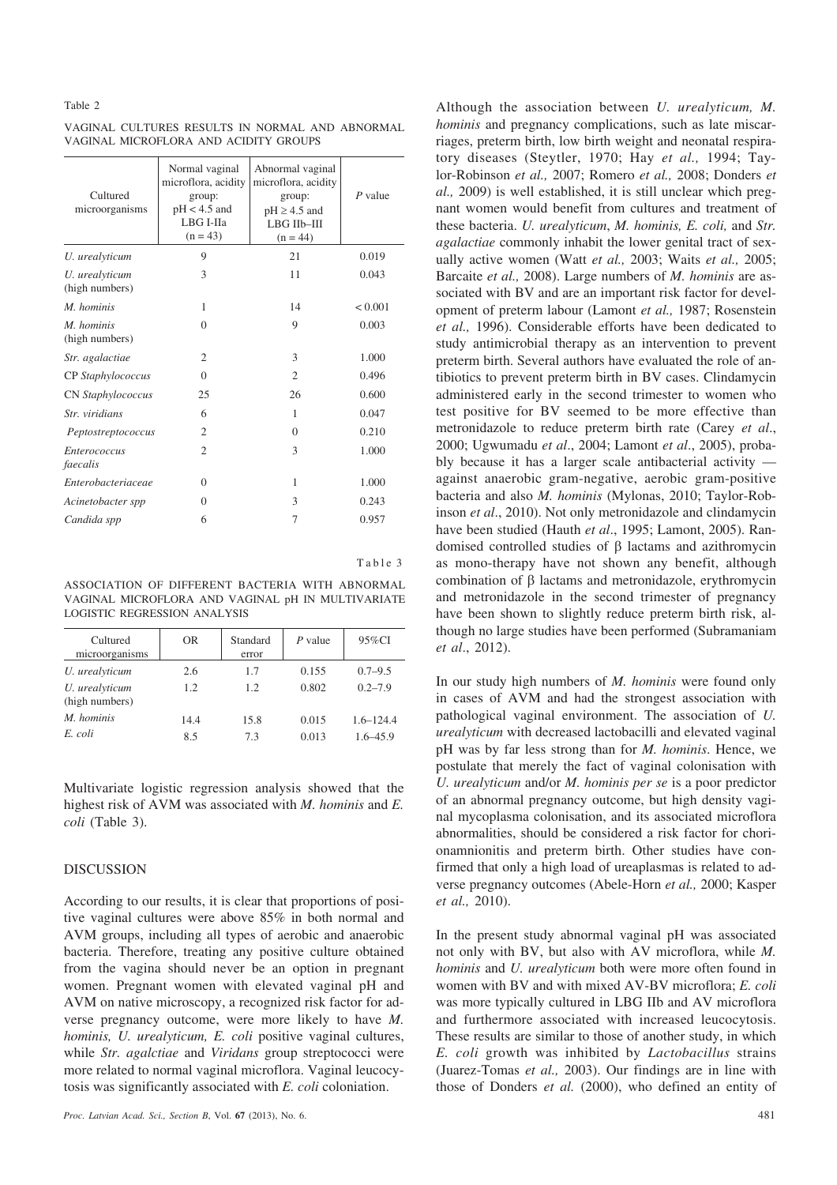Table 2

VAGINAL CULTURES RESULTS IN NORMAL AND ABNORMAL VAGINAL MICROFLORA AND ACIDITY GROUPS

| Cultured microorganisms | Normal vaginal microflora, acidity group: pH < 4.5 and LBG I-IIa (n = 43) | Abnormal vaginal microflora, acidity group: pH ≥ 4.5 and LBG IIb–III (n = 44) | *P* value |
|---|---|---|---|
| *U. urealyticum* | 9 | 21 | 0.019 |
| *U. urealyticum* (high numbers) | 3 | 11 | 0.043 |
| *M. hominis* | 1 | 14 | < 0.001 |
| *M. hominis* (high numbers) | 0 | 9 | 0.003 |
| *Str. agalactiae* | 2 | 3 | 1.000 |
| CP *Staphylococcus* | 0 | 2 | 0.496 |
| CN *Staphylococcus* | 25 | 26 | 0.600 |
| *Str. viridians* | 6 | 1 | 0.047 |
| *Peptostreptococcus* | 2 | 0 | 0.210 |
| *Enterococcus faecalis* | 2 | 3 | 1.000 |
| *Enterobacteriaceae* | 0 | 1 | 1.000 |
| *Acinetobacter spp* | 0 | 3 | 0.243 |
| *Candida spp* | 6 | 7 | 0.957 |

Table 3

ASSOCIATION OF DIFFERENT BACTERIA WITH ABNORMAL VAGINAL MICROFLORA AND VAGINAL pH IN MULTIVARIATE LOGISTIC REGRESSION ANALYSIS

| Cultured microorganisms | OR | Standard error | *P* value | 95%CI |
|---|---|---|---|---|
| *U. urealyticum* | 2.6 | 1.7 | 0.155 | 0.7–9.5 |
| *U. urealyticum* (high numbers) | 1.2 | 1.2 | 0.802 | 0.2–7.9 |
| *M. hominis* | 14.4 | 15.8 | 0.015 | 1.6–124.4 |
| *E. coli* | 8.5 | 7.3 | 0.013 | 1.6–45.9 |

Multivariate logistic regression analysis showed that the highest risk of AVM was associated with *M. hominis* and *E. coli* (Table 3).

## DISCUSSION

According to our results, it is clear that proportions of positive vaginal cultures were above 85% in both normal and AVM groups, including all types of aerobic and anaerobic bacteria. Therefore, treating any positive culture obtained from the vagina should never be an option in pregnant women. Pregnant women with elevated vaginal pH and AVM on native microscopy, a recognized risk factor for adverse pregnancy outcome, were more likely to have *M. hominis, U. urealyticum, E. coli* positive vaginal cultures, while *Str. agalctiae* and *Viridans* group streptococci were more related to normal vaginal microflora. Vaginal leucocytosis was significantly associated with *E. coli* coloniation.

Although the association between *U. urealyticum, M. hominis* and pregnancy complications, such as late miscarriages, preterm birth, low birth weight and neonatal respiratory diseases (Steytler, 1970; Hay *et al.,* 1994; Taylor-Robinson *et al.,* 2007; Romero *et al.,* 2008; Donders *et al.,* 2009) is well established, it is still unclear which pregnant women would benefit from cultures and treatment of these bacteria. *U. urealyticum*, *M. hominis, E. coli,* and *Str. agalactiae* commonly inhabit the lower genital tract of sexually active women (Watt *et al.,* 2003; Waits *et al.,* 2005; Barcaite *et al.,* 2008). Large numbers of *M. hominis* are associated with BV and are an important risk factor for development of preterm labour (Lamont *et al.,* 1987; Rosenstein *et al.,* 1996). Considerable efforts have been dedicated to study antimicrobial therapy as an intervention to prevent preterm birth. Several authors have evaluated the role of antibiotics to prevent preterm birth in BV cases. Clindamycin administered early in the second trimester to women who test positive for BV seemed to be more effective than metronidazole to reduce preterm birth rate (Carey *et al*., 2000; Ugwumadu *et al*., 2004; Lamont *et al*., 2005), probably because it has a larger scale antibacterial activity — against anaerobic gram-negative, aerobic gram-positive bacteria and also *M. hominis* (Mylonas, 2010; Taylor-Robinson *et al*., 2010). Not only metronidazole and clindamycin have been studied (Hauth *et al*., 1995; Lamont, 2005). Randomised controlled studies of β lactams and azithromycin as mono-therapy have not shown any benefit, although combination of β lactams and metronidazole, erythromycin and metronidazole in the second trimester of pregnancy have been shown to slightly reduce preterm birth risk, although no large studies have been performed (Subramaniam *et al*., 2012).

In our study high numbers of *M. hominis* were found only in cases of AVM and had the strongest association with pathological vaginal environment. The association of *U. urealyticum* with decreased lactobacilli and elevated vaginal pH was by far less strong than for *M. hominis*. Hence, we postulate that merely the fact of vaginal colonisation with *U. urealyticum* and/or *M. hominis per se* is a poor predictor of an abnormal pregnancy outcome, but high density vaginal mycoplasma colonisation, and its associated microflora abnormalities, should be considered a risk factor for chorionamnionitis and preterm birth. Other studies have confirmed that only a high load of ureaplasmas is related to adverse pregnancy outcomes (Abele-Horn *et al.,* 2000; Kasper *et al.,* 2010).

In the present study abnormal vaginal pH was associated not only with BV, but also with AV microflora, while *M. hominis* and *U. urealyticum* both were more often found in women with BV and with mixed AV-BV microflora; *E. coli* was more typically cultured in LBG IIb and AV microflora and furthermore associated with increased leucocytosis. These results are similar to those of another study, in which *E. coli* growth was inhibited by *Lactobacillus* strains (Juarez-Tomas *et al.,* 2003). Our findings are in line with those of Donders *et al.* (2000), who defined an entity of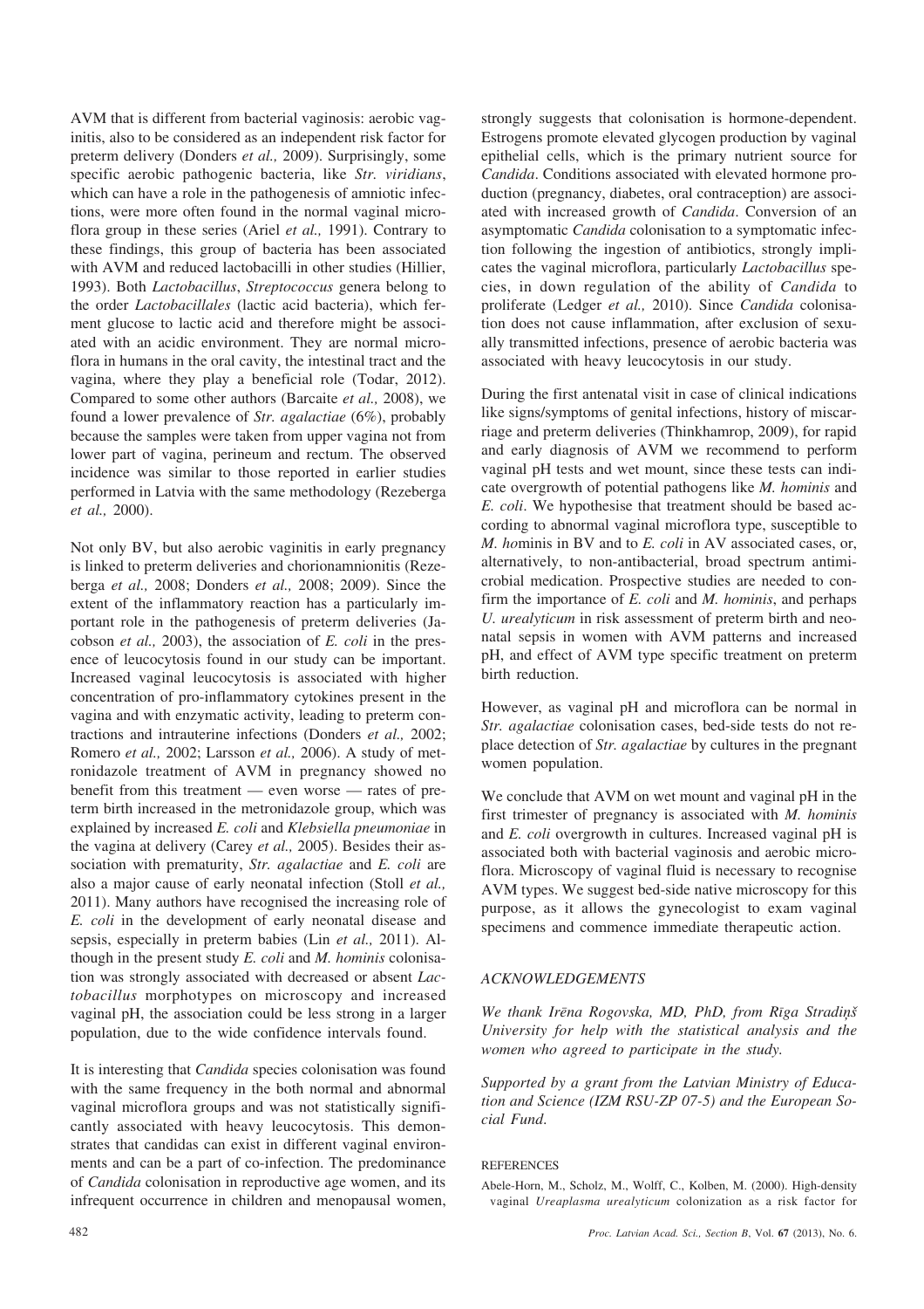AVM that is different from bacterial vaginosis: aerobic vaginitis, also to be considered as an independent risk factor for preterm delivery (Donders *et al.,* 2009). Surprisingly, some specific aerobic pathogenic bacteria, like *Str. viridians*, which can have a role in the pathogenesis of amniotic infections, were more often found in the normal vaginal microflora group in these series (Ariel *et al.,* 1991). Contrary to these findings, this group of bacteria has been associated with AVM and reduced lactobacilli in other studies (Hillier, 1993). Both *Lactobacillus*, *Streptococcus* genera belong to the order *Lactobacillales* (lactic acid bacteria), which ferment glucose to lactic acid and therefore might be associated with an acidic environment. They are normal microflora in humans in the oral cavity, the intestinal tract and the vagina, where they play a beneficial role (Todar, 2012). Compared to some other authors (Barcaite *et al.,* 2008), we found a lower prevalence of *Str. agalactiae* (6%), probably because the samples were taken from upper vagina not from lower part of vagina, perineum and rectum. The observed incidence was similar to those reported in earlier studies performed in Latvia with the same methodology (Rezeberga *et al.,* 2000).

Not only BV, but also aerobic vaginitis in early pregnancy is linked to preterm deliveries and chorionamnionitis (Rezeberga *et al.,* 2008; Donders *et al.,* 2008; 2009). Since the extent of the inflammatory reaction has a particularly important role in the pathogenesis of preterm deliveries (Jacobson *et al.,* 2003), the association of *E. coli* in the presence of leucocytosis found in our study can be important. Increased vaginal leucocytosis is associated with higher concentration of pro-inflammatory cytokines present in the vagina and with enzymatic activity, leading to preterm contractions and intrauterine infections (Donders *et al.,* 2002; Romero *et al.,* 2002; Larsson *et al.,* 2006). A study of metronidazole treatment of AVM in pregnancy showed no benefit from this treatment — even worse — rates of preterm birth increased in the metronidazole group, which was explained by increased *E. coli* and *Klebsiella pneumoniae* in the vagina at delivery (Carey *et al.,* 2005). Besides their association with prematurity, *Str. agalactiae* and *E. coli* are also a major cause of early neonatal infection (Stoll *et al.,* 2011). Many authors have recognised the increasing role of *E. coli* in the development of early neonatal disease and sepsis, especially in preterm babies (Lin *et al.,* 2011). Although in the present study *E. coli* and *M. hominis* colonisation was strongly associated with decreased or absent *Lactobacillus* morphotypes on microscopy and increased vaginal pH, the association could be less strong in a larger population, due to the wide confidence intervals found.

It is interesting that *Candida* species colonisation was found with the same frequency in the both normal and abnormal vaginal microflora groups and was not statistically significantly associated with heavy leucocytosis. This demonstrates that candidas can exist in different vaginal environments and can be a part of co-infection. The predominance of *Candida* colonisation in reproductive age women, and its infrequent occurrence in children and menopausal women, strongly suggests that colonisation is hormone-dependent. Estrogens promote elevated glycogen production by vaginal epithelial cells, which is the primary nutrient source for *Candida*. Conditions associated with elevated hormone production (pregnancy, diabetes, oral contraception) are associated with increased growth of *Candida*. Conversion of an asymptomatic *Candida* colonisation to a symptomatic infection following the ingestion of antibiotics, strongly implicates the vaginal microflora, particularly *Lactobacillus* species, in down regulation of the ability of *Candida* to proliferate (Ledger *et al.,* 2010). Since *Candida* colonisation does not cause inflammation, after exclusion of sexually transmitted infections, presence of aerobic bacteria was associated with heavy leucocytosis in our study.

During the first antenatal visit in case of clinical indications like signs/symptoms of genital infections, history of miscarriage and preterm deliveries (Thinkhamrop, 2009), for rapid and early diagnosis of AVM we recommend to perform vaginal pH tests and wet mount, since these tests can indicate overgrowth of potential pathogens like *M. hominis* and *E. coli*. We hypothesise that treatment should be based according to abnormal vaginal microflora type, susceptible to *M. ho*minis in BV and to *E. coli* in AV associated cases, or, alternatively, to non-antibacterial, broad spectrum antimicrobial medication. Prospective studies are needed to confirm the importance of *E. coli* and *M. hominis*, and perhaps *U. urealyticum* in risk assessment of preterm birth and neonatal sepsis in women with AVM patterns and increased pH, and effect of AVM type specific treatment on preterm birth reduction.

However, as vaginal pH and microflora can be normal in *Str. agalactiae* colonisation cases, bed-side tests do not replace detection of *Str. agalactiae* by cultures in the pregnant women population.

We conclude that AVM on wet mount and vaginal pH in the first trimester of pregnancy is associated with *M. hominis* and *E. coli* overgrowth in cultures. Increased vaginal pH is associated both with bacterial vaginosis and aerobic microflora. Microscopy of vaginal fluid is necessary to recognise AVM types. We suggest bed-side native microscopy for this purpose, as it allows the gynecologist to exam vaginal specimens and commence immediate therapeutic action.

## *ACKNOWLEDGEMENTS*

*We thank Irēna Rogovska, MD, PhD, from Rīga Stradiņš University for help with the statistical analysis and the women who agreed to participate in the study.*

*Supported by a grant from the Latvian Ministry of Education and Science (IZM RSU-ZP 07-5) and the European Social Fund.*

## REFERENCES

Abele-Horn, M., Scholz, M., Wolff, C., Kolben, M. (2000). High-density vaginal *Ureaplasma urealyticum* colonization as a risk factor for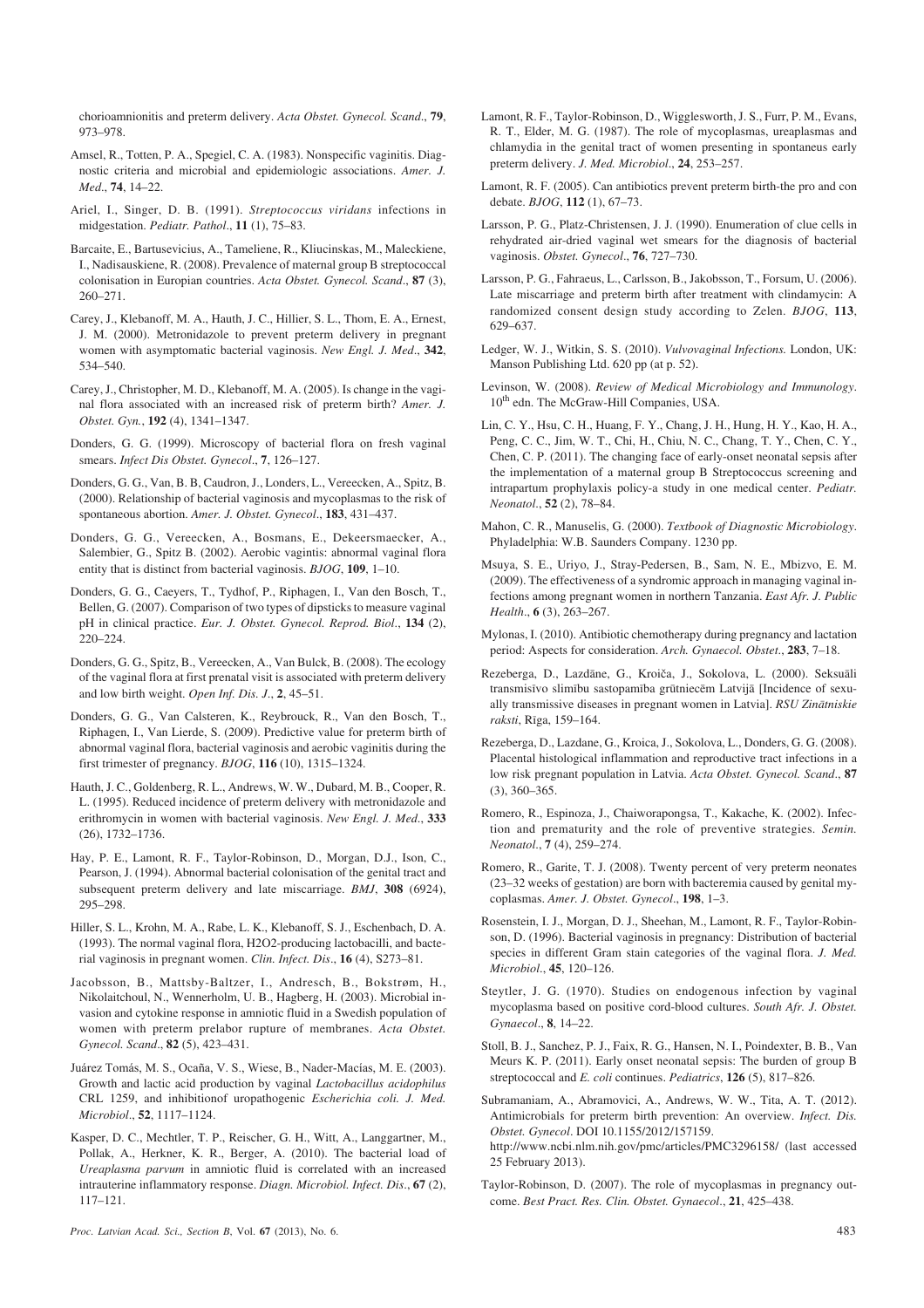chorioamnionitis and preterm delivery. *Acta Obstet. Gynecol. Scand*., **79**, 973–978.

Amsel, R., Totten, P. A., Spegiel, C. A. (1983). Nonspecific vaginitis. Diagnostic criteria and microbial and epidemiologic associations. *Amer. J. Med*., **74**, 14–22.

Ariel, I., Singer, D. B. (1991). *Streptococcus viridans* infections in midgestation. *Pediatr. Pathol*., **11** (1), 75–83.

Barcaite, E., Bartusevicius, A., Tameliene, R., Kliucinskas, M., Maleckiene, I., Nadisauskiene, R. (2008). Prevalence of maternal group B streptococcal colonisation in Europian countries. *Acta Obstet. Gynecol. Scand*., **87** (3), 260–271.

Carey, J., Klebanoff, M. A., Hauth, J. C., Hillier, S. L., Thom, E. A., Ernest, J. M. (2000). Metronidazole to prevent preterm delivery in pregnant women with asymptomatic bacterial vaginosis. *New Engl. J. Med*., **342**, 534–540.

Carey, J., Christopher, M. D., Klebanoff, M. A. (2005). Is change in the vaginal flora associated with an increased risk of preterm birth? *Amer. J. Obstet. Gyn.*, **192** (4), 1341–1347.

Donders, G. G. (1999). Microscopy of bacterial flora on fresh vaginal smears. *Infect Dis Obstet. Gynecol*., **7**, 126–127.

Donders, G. G., Van, B. B, Caudron, J., Londers, L., Vereecken, A., Spitz, B. (2000). Relationship of bacterial vaginosis and mycoplasmas to the risk of spontaneous abortion. *Amer. J. Obstet. Gynecol*., **183**, 431–437.

Donders, G. G., Vereecken, A., Bosmans, E., Dekeersmaecker, A., Salembier, G., Spitz B. (2002). Aerobic vagintis: abnormal vaginal flora entity that is distinct from bacterial vaginosis. *BJOG*, **109**, 1–10.

Donders, G. G., Caeyers, T., Tydhof, P., Riphagen, I., Van den Bosch, T., Bellen, G. (2007). Comparison of two types of dipsticks to measure vaginal pH in clinical practice. *Eur. J. Obstet. Gynecol. Reprod. Biol*., **134** (2), 220–224.

Donders, G. G., Spitz, B., Vereecken, A., Van Bulck, B. (2008). The ecology of the vaginal flora at first prenatal visit is associated with preterm delivery and low birth weight. *Open Inf. Dis. J*., **2**, 45–51.

Donders, G. G., Van Calsteren, K., Reybrouck, R., Van den Bosch, T., Riphagen, I., Van Lierde, S. (2009). Predictive value for preterm birth of abnormal vaginal flora, bacterial vaginosis and aerobic vaginitis during the first trimester of pregnancy. *BJOG*, **116** (10), 1315–1324.

Hauth, J. C., Goldenberg, R. L., Andrews, W. W., Dubard, M. B., Cooper, R. L. (1995). Reduced incidence of preterm delivery with metronidazole and erithromycin in women with bacterial vaginosis. *New Engl. J. Med*., **333** (26), 1732–1736.

Hay, P. E., Lamont, R. F., Taylor-Robinson, D., Morgan, D.J., Ison, C., Pearson, J. (1994). Abnormal bacterial colonisation of the genital tract and subsequent preterm delivery and late miscarriage. *BMJ*, **308** (6924), 295–298.

Hiller, S. L., Krohn, M. A., Rabe, L. K., Klebanoff, S. J., Eschenbach, D. A. (1993). The normal vaginal flora, H2O2-producing lactobacilli, and bacterial vaginosis in pregnant women. *Clin. Infect. Dis*., **16** (4), S273–81.

Jacobsson, B., Mattsby-Baltzer, I., Andresch, B., Bokstrøm, H., Nikolaitchoul, N., Wennerholm, U. B., Hagberg, H. (2003). Microbial invasion and cytokine response in amniotic fluid in a Swedish population of women with preterm prelabor rupture of membranes. *Acta Obstet. Gynecol. Scand*., **82** (5), 423–431.

Juárez Tomás, M. S., Ocaña, V. S., Wiese, B., Nader-Macías, M. E. (2003). Growth and lactic acid production by vaginal *Lactobacillus acidophilus* CRL 1259, and inhibitionof uropathogenic *Escherichia coli. J. Med. Microbiol*., **52**, 1117–1124.

Kasper, D. C., Mechtler, T. P., Reischer, G. H., Witt, A., Langgartner, M., Pollak, A., Herkner, K. R., Berger, A. (2010). The bacterial load of *Ureaplasma parvum* in amniotic fluid is correlated with an increased intrauterine inflammatory response. *Diagn. Microbiol. Infect. Dis*., **67** (2), 117–121.

Lamont, R. F., Taylor-Robinson, D., Wigglesworth, J. S., Furr, P. M., Evans, R. T., Elder, M. G. (1987). The role of mycoplasmas, ureaplasmas and chlamydia in the genital tract of women presenting in spontaneous early preterm delivery. *J. Med. Microbiol*., **24**, 253–257.

Lamont, R. F. (2005). Can antibiotics prevent preterm birth-the pro and con debate. *BJOG*, **112** (1), 67–73.

Larsson, P. G., Platz-Christensen, J. J. (1990). Enumeration of clue cells in rehydrated air-dried vaginal wet smears for the diagnosis of bacterial vaginosis. *Obstet. Gynecol*., **76**, 727–730.

Larsson, P. G., Fahraeus, L., Carlsson, B., Jakobsson, T., Forsum, U. (2006). Late miscarriage and preterm birth after treatment with clindamycin: A randomized consent design study according to Zelen. *BJOG*, **113**, 629–637.

Ledger, W. J., Witkin, S. S. (2010). *Vulvovaginal Infections.* London, UK: Manson Publishing Ltd. 620 pp (at p. 52).

Levinson, W. (2008). *Review of Medical Microbiology and Immunology*. 10th edn. The McGraw-Hill Companies, USA.

Lin, C. Y., Hsu, C. H., Huang, F. Y., Chang, J. H., Hung, H. Y., Kao, H. A., Peng, C. C., Jim, W. T., Chi, H., Chiu, N. C., Chang, T. Y., Chen, C. Y., Chen, C. P. (2011). The changing face of early-onset neonatal sepsis after the implementation of a maternal group B Streptococcus screening and intrapartum prophylaxis policy-a study in one medical center. *Pediatr. Neonatol*., **52** (2), 78–84.

Mahon, C. R., Manuselis, G. (2000). *Textbook of Diagnostic Microbiology*. Phyladelphia: W.B. Saunders Company. 1230 pp.

Msuya, S. E., Uriyo, J., Stray-Pedersen, B., Sam, N. E., Mbizvo, E. M. (2009). The effectiveness of a syndromic approach in managing vaginal infections among pregnant women in northern Tanzania. *East Afr. J. Public Health*., **6** (3), 263–267.

Mylonas, I. (2010). Antibiotic chemotherapy during pregnancy and lactation period: Aspects for consideration. *Arch. Gynaecol. Obstet*., **283**, 7–18.

Rezeberga, D., Lazdāne, G., Kroiča, J., Sokolova, L. (2000). Seksuāli transmisīvo slimību sastopamība grūtniecēm Latvijā [Incidence of sexually transmissive diseases in pregnant women in Latvia]. *RSU Zinātniskie raksti*, Rīga, 159–164.

Rezeberga, D., Lazdane, G., Kroica, J., Sokolova, L., Donders, G. G. (2008). Placental histological inflammation and reproductive tract infections in a low risk pregnant population in Latvia. *Acta Obstet. Gynecol. Scand*., **87** (3), 360–365.

Romero, R., Espinoza, J., Chaiworapongsa, T., Kakache, K. (2002). Infection and prematurity and the role of preventive strategies. *Semin. Neonatol*., **7** (4), 259–274.

Romero, R., Garite, T. J. (2008). Twenty percent of very preterm neonates (23–32 weeks of gestation) are born with bacteremia caused by genital mycoplasmas. *Amer. J. Obstet. Gynecol*., **198**, 1–3.

Rosenstein, I. J., Morgan, D. J., Sheehan, M., Lamont, R. F., Taylor-Robinson, D. (1996). Bacterial vaginosis in pregnancy: Distribution of bacterial species in different Gram stain categories of the vaginal flora. *J. Med. Microbiol*., **45**, 120–126.

Steytler, J. G. (1970). Studies on endogenous infection by vaginal mycoplasma based on positive cord-blood cultures. *South Afr. J. Obstet. Gynaecol*., **8**, 14–22.

Stoll, B. J., Sanchez, P. J., Faix, R. G., Hansen, N. I., Poindexter, B. B., Van Meurs K. P. (2011). Early onset neonatal sepsis: The burden of group B streptococcal and *E. coli* continues. *Pediatrics*, **126** (5), 817–826.

Subramaniam, A., Abramovici, A., Andrews, W. W., Tita, A. T. (2012). Antimicrobials for preterm birth prevention: An overview. *Infect. Dis. Obstet. Gynecol*. DOI 10.1155/2012/157159. http://www.ncbi.nlm.nih.gov/pmc/articles/PMC3296158/ (last accessed 25 February 2013).

Taylor-Robinson, D. (2007). The role of mycoplasmas in pregnancy outcome. *Best Pract. Res. Clin. Obstet. Gynaecol*., **21**, 425–438.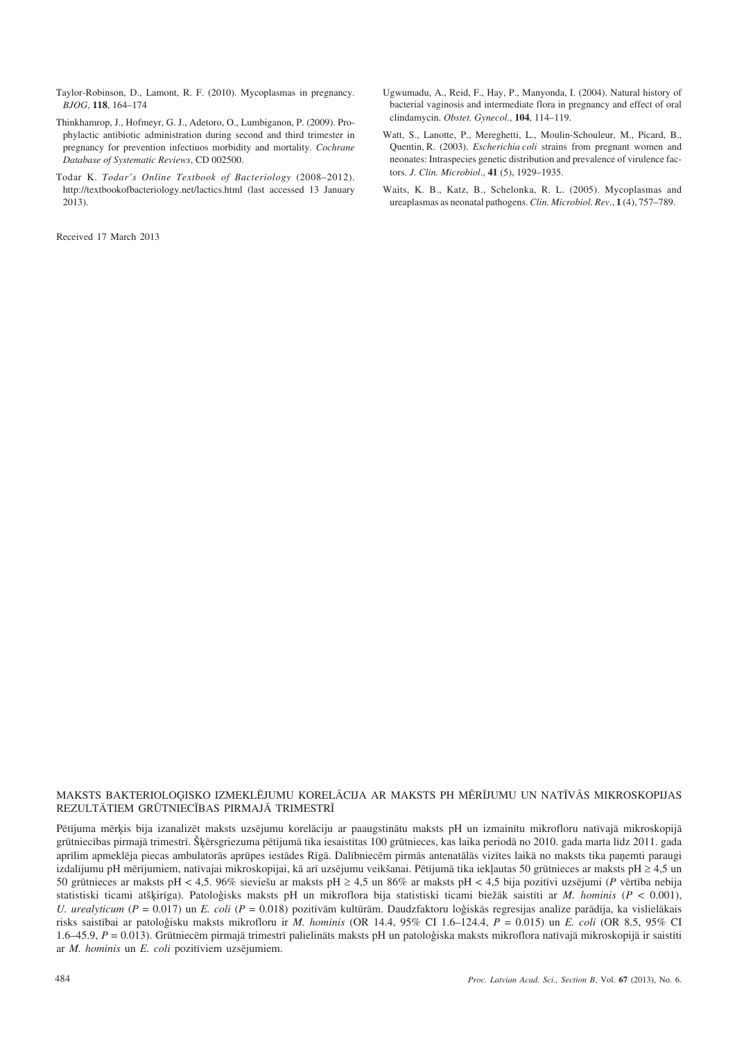Taylor-Robinson, D., Lamont, R. F. (2010). Mycoplasmas in pregnancy. *BJOG*, **118**, 164–174

Thinkhamrop, J., Hofmeyr, G. J., Adetoro, O., Lumbiganon, P. (2009). Prophylactic antibiotic administration during second and third trimester in pregnancy for prevention infectiuos morbidity and mortality. *Cochrane Database of Systematic Reviews*, CD 002500.

Todar K. *Todar's Online Textbook of Bacteriology* (2008–2012). http://textbookofbacteriology.net/lactics.html (last accessed 13 January 2013).

Ugwumadu, A., Reid, F., Hay, P., Manyonda, I. (2004). Natural history of bacterial vaginosis and intermediate flora in pregnancy and effect of oral clindamycin. *Obstet. Gynecol*., **104**, 114–119.

Watt, S., Lanotte, P., Mereghetti, L., Moulin-Schouleur, M., Picard, B., Quentin, R. (2003). *Escherichia coli* strains from pregnant women and neonates: Intraspecies genetic distribution and prevalence of virulence factors. *J. Clin. Microbiol*., **41** (5), 1929–1935.

Waits, K. B., Katz, B., Schelonka, R. L. (2005). Mycoplasmas and ureaplasmas as neonatal pathogens. *Clin. Microbiol. Rev*., **1** (4), 757–789.

Received 17 March 2013

## MAKSTS BAKTERIOLOĢISKO IZMEKLĒJUMU KORELĀCIJA AR MAKSTS PH MĒRĪJUMU UN NATĪVĀS MIKROSKOPIJAS REZULTĀTIEM GRŪTNIECĪBAS PIRMAJĀ TRIMESTRĪ

Pētījuma mērķis bija izanalizēt maksts uzsējumu korelāciju ar paaugstinātu maksts pH un izmainītu mikrofloru natīvajā mikroskopijā grūtniecības pirmajā trimestrī. Šķērsgriezuma pētījumā tika iesaistītas 100 grūtnieces, kas laika periodā no 2010. gada marta līdz 2011. gada aprīlim apmeklēja piecas ambulatorās aprūpes iestādes Rīgā. Dalībniecēm pirmās antenatālās vizītes laikā no maksts tika paņemti paraugi izdalījumu pH mērījumiem, natīvajai mikroskopijai, kā arī uzsējumu veikšanai. Pētījumā tika iekļautas 50 grūtnieces ar maksts pH $\geq$ 4,5 un 50 grūtnieces ar maksts pH < 4,5. 96% sieviešu ar maksts pH $\geq$ 4,5 un 86% ar maksts pH < 4,5 bija pozitīvi uzsējumi (*P* vērtība nebija statistiski ticami atšķirīga). Patoloģisks maksts pH un mikroflora bija statistiski ticami biežāk saistīti ar *M. hominis* ($P < 0.001$), *U. urealyticum* ($P = 0.017$) un *E. coli* ($P = 0.018$) pozitīvām kultūrām. Daudzfaktoru loģiskās regresijas analīze parādīja, ka vislielākais risks saistībai ar patoloģisku maksts mikrofloru ir *M. hominis* (OR 14.4, 95% CI 1.6–124.4, $P = 0.015$) un *E. coli* (OR 8.5, 95% CI 1.6–45.9, $P = 0.013$). Grūtniecēm pirmajā trimestrī palielināts maksts pH un patoloģiska maksts mikroflora natīvajā mikroskopijā ir saistīti ar *M. hominis* un *E. coli* pozitīviem uzsējumiem.